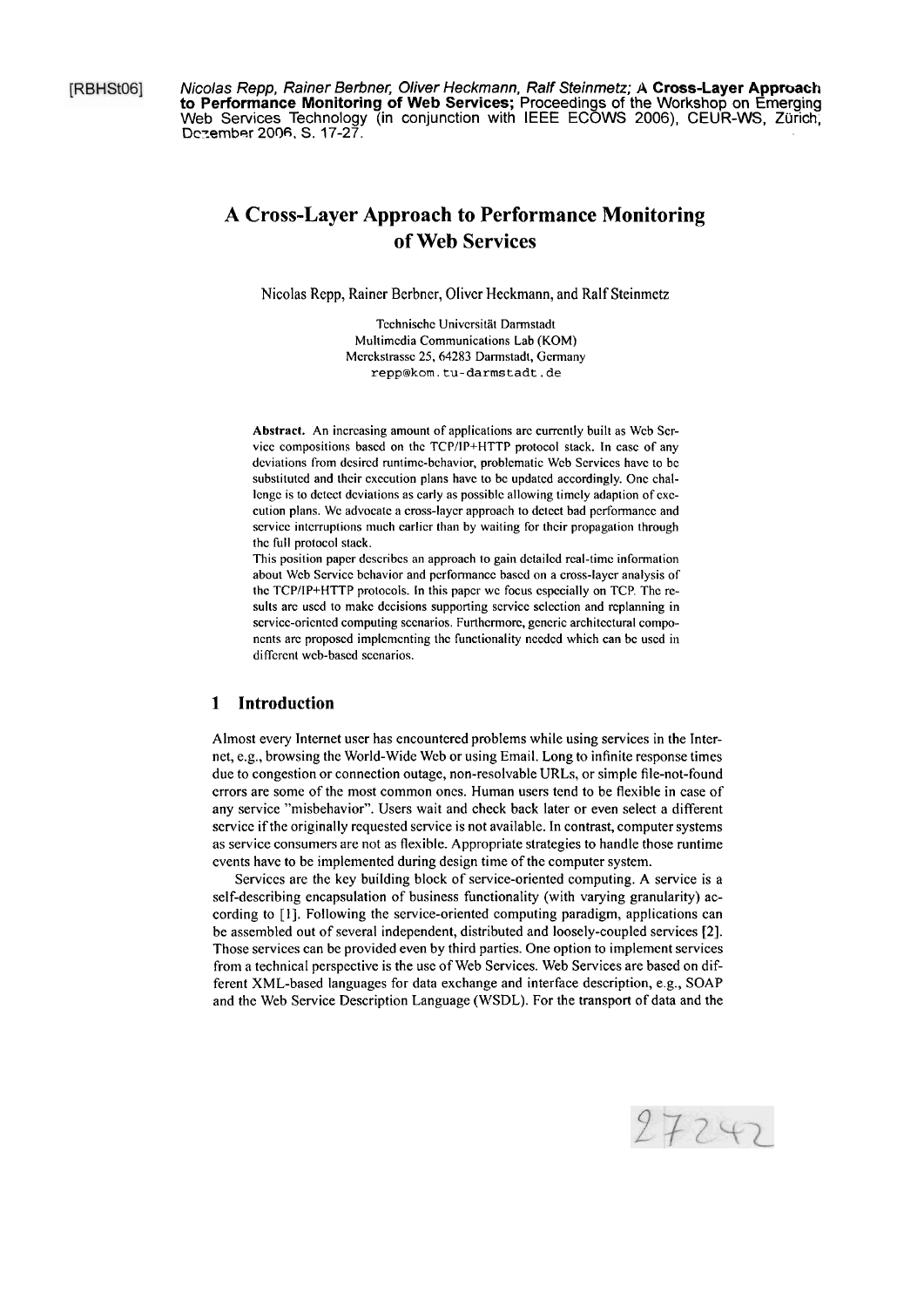[RBHSt06] *Nicolas Repp, Rainer Berbner, Oliver Heckmann, Ralf Steinmetz;* **A Cross-Layer Approach to Performance Monitoring of Web Services;** Proceedings of the Workshop on Emerging Web Services Technology (in conjunction with IEEE ECOWS 2006), CEUR-WS, Zürich, Dezember 2006, S. 17-27.

# A Cross-Layer Approach to Performance Monitoring of Web Services

Nicolas Repp, Rainer Berbner, Oliver Heckmann, and Ralf Steinmetz

Technische Universität Darmstadt
Multimedia Communications Lab (KOM)
Merckstrasse 25, 64283 Darmstadt, Germany
repp@kom.tu-darmstadt.de

**Abstract.** An increasing amount of applications are currently built as Web Service compositions based on the TCP/IP+HTTP protocol stack. In case of any deviations from desired runtime-behavior, problematic Web Services have to be substituted and their execution plans have to be updated accordingly. One challenge is to detect deviations as early as possible allowing timely adaption of execution plans. We advocate a cross-layer approach to detect bad performance and service interruptions much earlier than by waiting for their propagation through the full protocol stack.

This position paper describes an approach to gain detailed real-time information about Web Service behavior and performance based on a cross-layer analysis of the TCP/IP+HTTP protocols. In this paper we focus especially on TCP. The results are used to make decisions supporting service selection and replanning in service-oriented computing scenarios. Furthermore, generic architectural components are proposed implementing the functionality needed which can be used in different web-based scenarios.

## 1 Introduction

Almost every Internet user has encountered problems while using services in the Internet, e.g., browsing the World-Wide Web or using Email. Long to infinite response times due to congestion or connection outage, non-resolvable URLs, or simple file-not-found errors are some of the most common ones. Human users tend to be flexible in case of any service "misbehavior". Users wait and check back later or even select a different service if the originally requested service is not available. In contrast, computer systems as service consumers are not as flexible. Appropriate strategies to handle those runtime events have to be implemented during design time of the computer system.

Services are the key building block of service-oriented computing. A service is a self-describing encapsulation of business functionality (with varying granularity) according to [1]. Following the service-oriented computing paradigm, applications can be assembled out of several independent, distributed and loosely-coupled services [2]. Those services can be provided even by third parties. One option to implement services from a technical perspective is the use of Web Services. Web Services are based on different XML-based languages for data exchange and interface description, e.g., SOAP and the Web Service Description Language (WSDL). For the transport of data and the

27242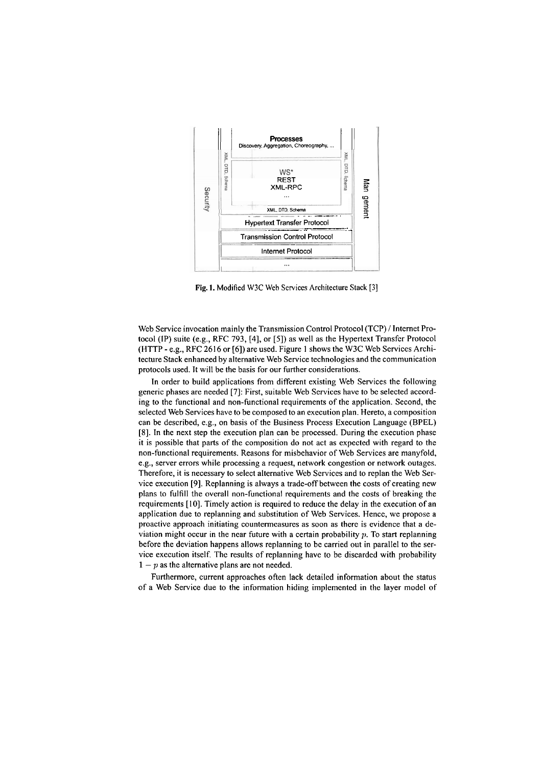Fig. 1. Modified W3C Web Services Architecture Stack [3]

Web Service invocation mainly the Transmission Control Protocol (TCP) / Internet Protocol (IP) suite (e.g., RFC 793, [4], or [5]) as well as the Hypertext Transfer Protocol (HTTP - e.g., RFC 2616 or [6]) are used. Figure 1 shows the W3C Web Services Architecture Stack enhanced by alternative Web Service technologies and the communication protocols used. It will be the basis for our further considerations.

In order to build applications from different existing Web Services the following generic phases are needed [7]: First, suitable Web Services have to be selected according to the functional and non-functional requirements of the application. Second, the selected Web Services have to be composed to an execution plan. Hereto, a composition can be described, e.g., on basis of the Business Process Execution Language (BPEL) [8]. In the next step the execution plan can be processed. During the execution phase it is possible that parts of the composition do not act as expected with regard to the non-functional requirements. Reasons for misbehavior of Web Services are manyfold, e.g., server errors while processing a request, network congestion or network outages. Therefore, it is necessary to select alternative Web Services and to replan the Web Service execution [9]. Replanning is always a trade-off between the costs of creating new plans to fulfill the overall non-functional requirements and the costs of breaking the requirements [10]. Timely action is required to reduce the delay in the execution of an application due to replanning and substitution of Web Services. Hence, we propose a proactive approach initiating countermeasures as soon as there is evidence that a deviation might occur in the near future with a certain probability $p$. To start replanning before the deviation happens allows replanning to be carried out in parallel to the service execution itself. The results of replanning have to be discarded with probability $1 - p$ as the alternative plans are not needed.

Furthermore, current approaches often lack detailed information about the status of a Web Service due to the information hiding implemented in the layer model of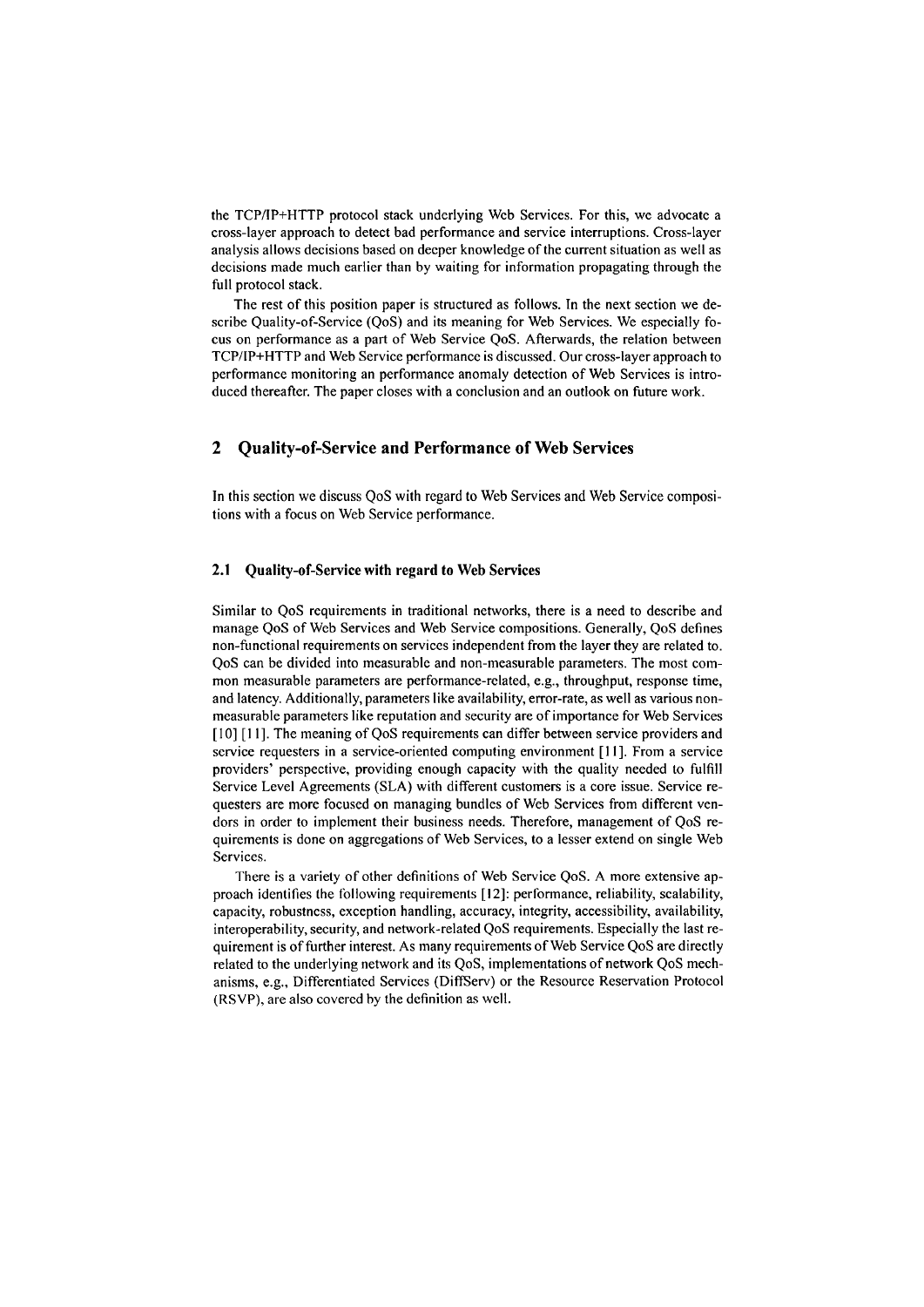the TCP/IP+HTTP protocol stack underlying Web Services. For this, we advocate a cross-layer approach to detect bad performance and service interruptions. Cross-layer analysis allows decisions based on deeper knowledge of the current situation as well as decisions made much earlier than by waiting for information propagating through the full protocol stack.

The rest of this position paper is structured as follows. In the next section we describe Quality-of-Service (QoS) and its meaning for Web Services. We especially focus on performance as a part of Web Service QoS. Afterwards, the relation between TCP/IP+HTTP and Web Service performance is discussed. Our cross-layer approach to performance monitoring an performance anomaly detection of Web Services is introduced thereafter. The paper closes with a conclusion and an outlook on future work.

## 2 Quality-of-Service and Performance of Web Services

In this section we discuss QoS with regard to Web Services and Web Service compositions with a focus on Web Service performance.

### 2.1 Quality-of-Service with regard to Web Services

Similar to QoS requirements in traditional networks, there is a need to describe and manage QoS of Web Services and Web Service compositions. Generally, QoS defines non-functional requirements on services independent from the layer they are related to. QoS can be divided into measurable and non-measurable parameters. The most common measurable parameters are performance-related, e.g., throughput, response time, and latency. Additionally, parameters like availability, error-rate, as well as various non-measurable parameters like reputation and security are of importance for Web Services [10] [11]. The meaning of QoS requirements can differ between service providers and service requesters in a service-oriented computing environment [11]. From a service providers' perspective, providing enough capacity with the quality needed to fulfill Service Level Agreements (SLA) with different customers is a core issue. Service requesters are more focused on managing bundles of Web Services from different vendors in order to implement their business needs. Therefore, management of QoS requirements is done on aggregations of Web Services, to a lesser extend on single Web Services.

There is a variety of other definitions of Web Service QoS. A more extensive approach identifies the following requirements [12]: performance, reliability, scalability, capacity, robustness, exception handling, accuracy, integrity, accessibility, availability, interoperability, security, and network-related QoS requirements. Especially the last requirement is of further interest. As many requirements of Web Service QoS are directly related to the underlying network and its QoS, implementations of network QoS mechanisms, e.g., Differentiated Services (DiffServ) or the Resource Reservation Protocol (RSVP), are also covered by the definition as well.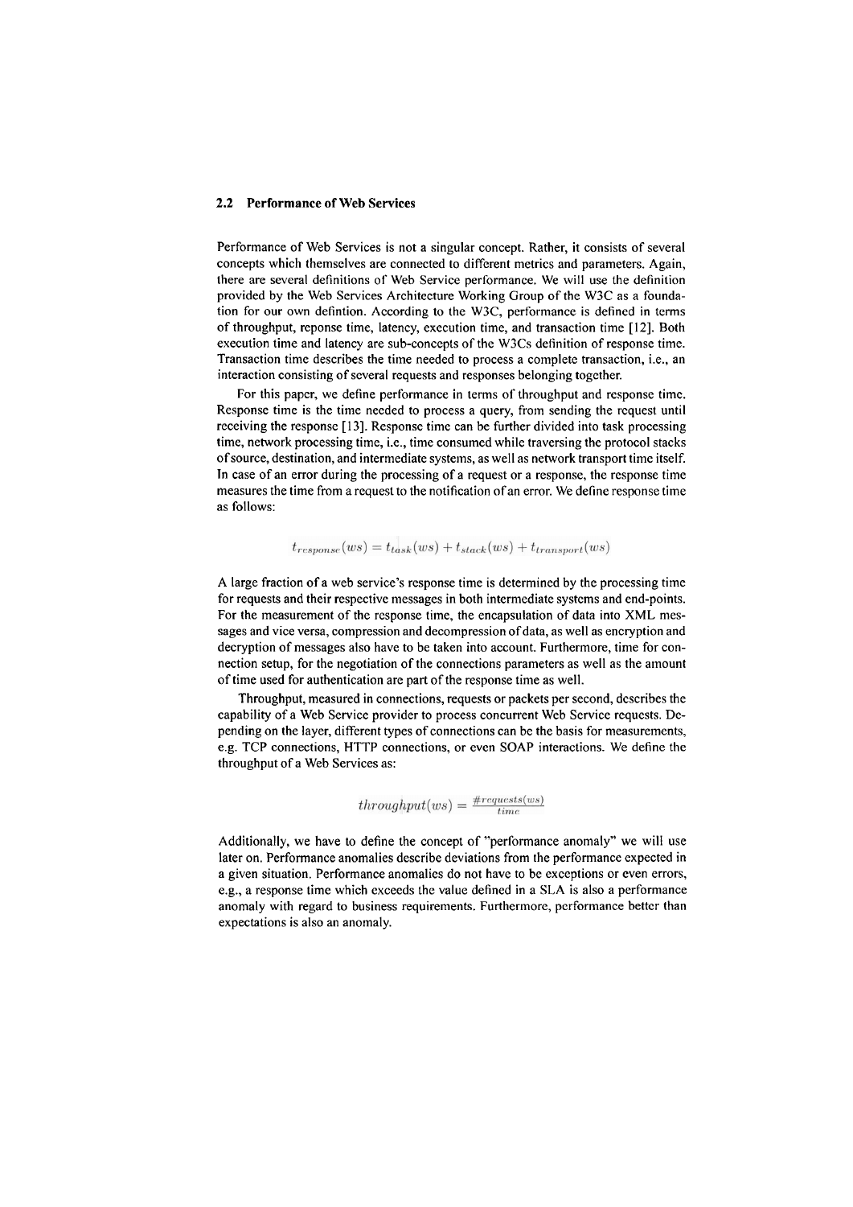### 2.2 Performance of Web Services

Performance of Web Services is not a singular concept. Rather, it consists of several concepts which themselves are connected to different metrics and parameters. Again, there are several definitions of Web Service performance. We will use the definition provided by the Web Services Architecture Working Group of the W3C as a foundation for our own defintion. According to the W3C, performance is defined in terms of throughput, reponse time, latency, execution time, and transaction time [12]. Both execution time and latency are sub-concepts of the W3Cs definition of response time. Transaction time describes the time needed to process a complete transaction, i.e., an interaction consisting of several requests and responses belonging together.

For this paper, we define performance in terms of throughput and response time. Response time is the time needed to process a query, from sending the request until receiving the response [13]. Response time can be further divided into task processing time, network processing time, i.e., time consumed while traversing the protocol stacks of source, destination, and intermediate systems, as well as network transport time itself. In case of an error during the processing of a request or a response, the response time measures the time from a request to the notification of an error. We define response time as follows:

$$t_{response}(ws) = t_{task}(ws) + t_{stack}(ws) + t_{transport}(ws)$$

A large fraction of a web service's response time is determined by the processing time for requests and their respective messages in both intermediate systems and end-points. For the measurement of the response time, the encapsulation of data into XML messages and vice versa, compression and decompression of data, as well as encryption and decryption of messages also have to be taken into account. Furthermore, time for connection setup, for the negotiation of the connections parameters as well as the amount of time used for authentication are part of the response time as well.

Throughput, measured in connections, requests or packets per second, describes the capability of a Web Service provider to process concurrent Web Service requests. Depending on the layer, different types of connections can be the basis for measurements, e.g. TCP connections, HTTP connections, or even SOAP interactions. We define the throughput of a Web Services as:

$$throughput(ws) = \frac{\#requests(ws)}{time}$$

Additionally, we have to define the concept of "performance anomaly" we will use later on. Performance anomalies describe deviations from the performance expected in a given situation. Performance anomalies do not have to be exceptions or even errors, e.g., a response time which exceeds the value defined in a SLA is also a performance anomaly with regard to business requirements. Furthermore, performance better than expectations is also an anomaly.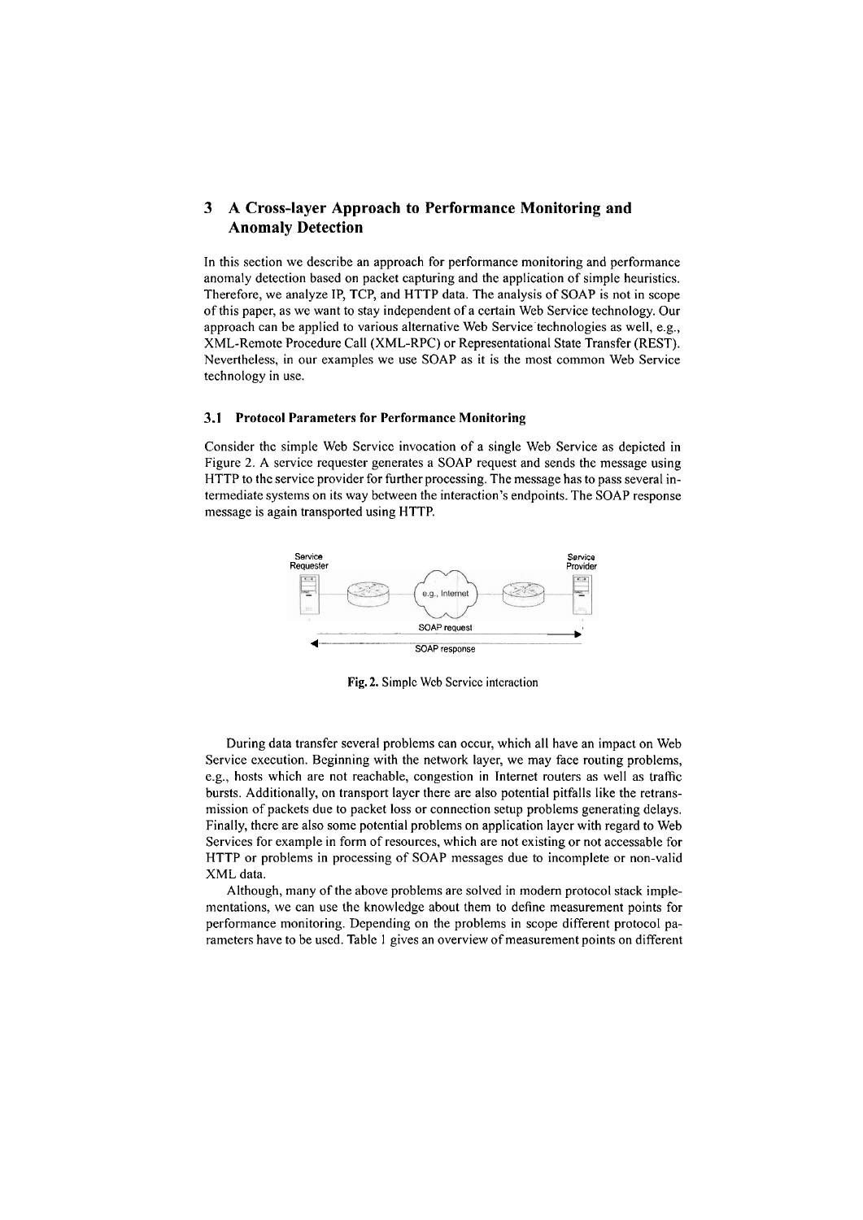## 3 A Cross-layer Approach to Performance Monitoring and Anomaly Detection

In this section we describe an approach for performance monitoring and performance anomaly detection based on packet capturing and the application of simple heuristics. Therefore, we analyze IP, TCP, and HTTP data. The analysis of SOAP is not in scope of this paper, as we want to stay independent of a certain Web Service technology. Our approach can be applied to various alternative Web Service technologies as well, e.g., XML-Remote Procedure Call (XML-RPC) or Representational State Transfer (REST). Nevertheless, in our examples we use SOAP as it is the most common Web Service technology in use.

### 3.1 Protocol Parameters for Performance Monitoring

Consider the simple Web Service invocation of a single Web Service as depicted in Figure 2. A service requester generates a SOAP request and sends the message using HTTP to the service provider for further processing. The message has to pass several intermediate systems on its way between the interaction's endpoints. The SOAP response message is again transported using HTTP.

Service Requester

Service Provider

e.g., Internet

SOAP request

SOAP response

**Fig. 2.** Simple Web Service interaction

During data transfer several problems can occur, which all have an impact on Web Service execution. Beginning with the network layer, we may face routing problems, e.g., hosts which are not reachable, congestion in Internet routers as well as traffic bursts. Additionally, on transport layer there are also potential pitfalls like the retransmission of packets due to packet loss or connection setup problems generating delays. Finally, there are also some potential problems on application layer with regard to Web Services for example in form of resources, which are not existing or not accessable for HTTP or problems in processing of SOAP messages due to incomplete or non-valid XML data.

Although, many of the above problems are solved in modern protocol stack implementations, we can use the knowledge about them to define measurement points for performance monitoring. Depending on the problems in scope different protocol parameters have to be used. Table 1 gives an overview of measurement points on different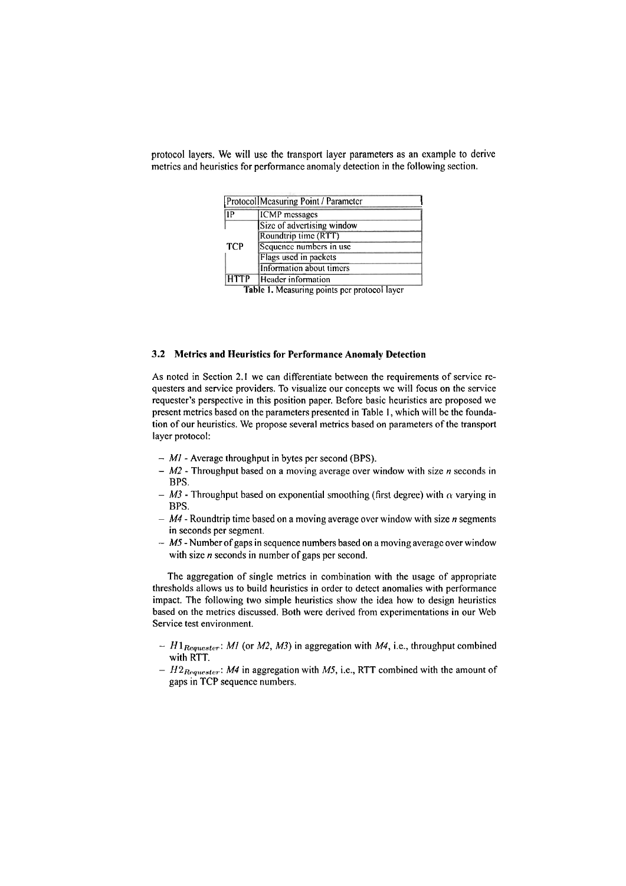protocol layers. We will use the transport layer parameters as an example to derive metrics and heuristics for performance anomaly detection in the following section.

| Protocol | Measuring Point / Parameter |
|---|---|
| IP | ICMP messages |
| TCP | Size of advertising window |
| | Roundtrip time (RTT) |
| | Sequence numbers in use |
| | Flags used in packets |
| | Information about timers |
| HTTP | Header information |

**Table 1.** Measuring points per protocol layer

### 3.2 Metrics and Heuristics for Performance Anomaly Detection

As noted in Section 2.1 we can differentiate between the requirements of service requesters and service providers. To visualize our concepts we will focus on the service requester's perspective in this position paper. Before basic heuristics are proposed we present metrics based on the parameters presented in Table 1, which will be the foundation of our heuristics. We propose several metrics based on parameters of the transport layer protocol:

- *M1* - Average throughput in bytes per second (BPS).
- *M2* - Throughput based on a moving average over window with size *n* seconds in BPS.
- *M3* - Throughput based on exponential smoothing (first degree) with $\alpha$ varying in BPS.
- *M4* - Roundtrip time based on a moving average over window with size *n* segments in seconds per segment.
- *M5* - Number of gaps in sequence numbers based on a moving average over window with size *n* seconds in number of gaps per second.

The aggregation of single metrics in combination with the usage of appropriate thresholds allows us to build heuristics in order to detect anomalies with performance impact. The following two simple heuristics show the idea how to design heuristics based on the metrics discussed. Both were derived from experimentations in our Web Service test environment.

- $H1_{Requester}$: *M1* (or *M2*, *M3*) in aggregation with *M4*, i.e., throughput combined with RTT.
- $H2_{Requester}$: *M4* in aggregation with *M5*, i.e., RTT combined with the amount of gaps in TCP sequence numbers.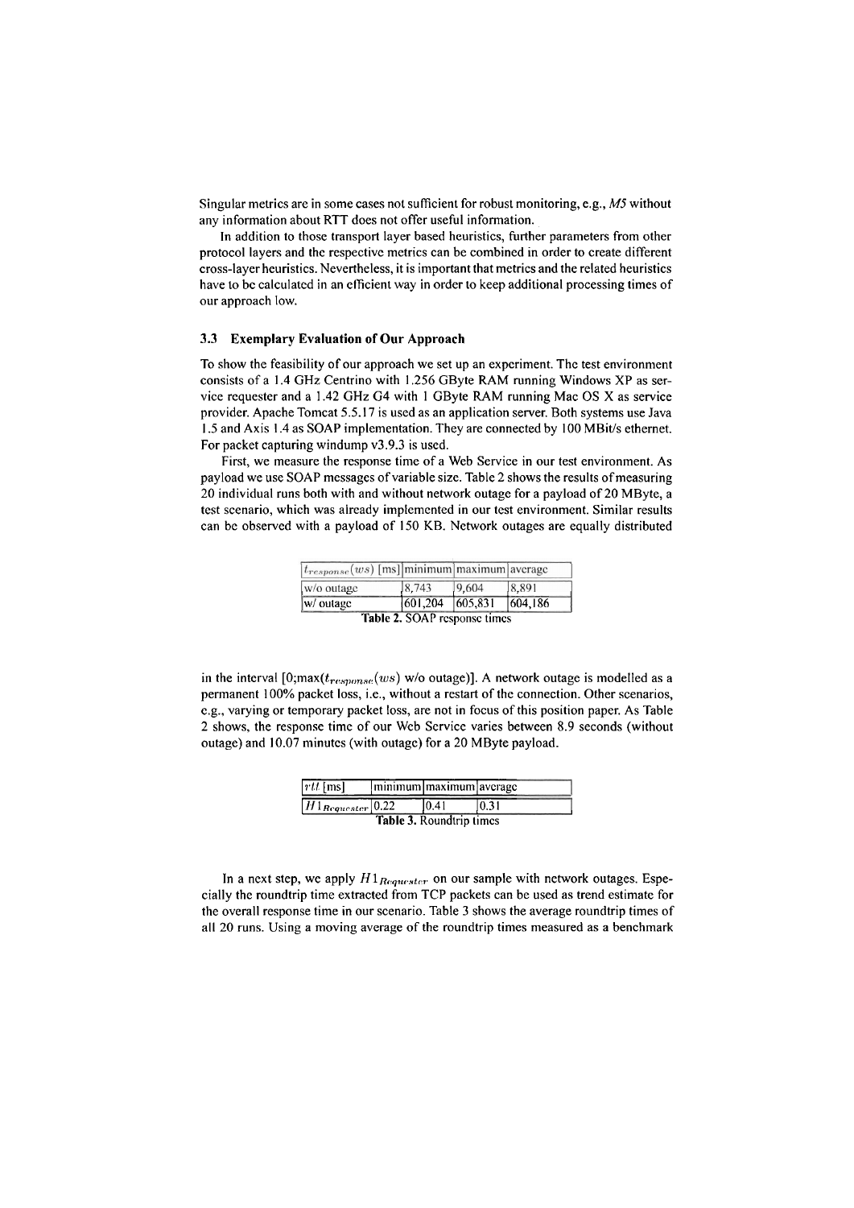Singular metrics are in some cases not sufficient for robust monitoring, e.g., *M5* without any information about RTT does not offer useful information.

In addition to those transport layer based heuristics, further parameters from other protocol layers and the respective metrics can be combined in order to create different cross-layer heuristics. Nevertheless, it is important that metrics and the related heuristics have to be calculated in an efficient way in order to keep additional processing times of our approach low.

### 3.3 Exemplary Evaluation of Our Approach

To show the feasibility of our approach we set up an experiment. The test environment consists of a 1.4 GHz Centrino with 1.256 GByte RAM running Windows XP as service requester and a 1.42 GHz G4 with 1 GByte RAM running Mac OS X as service provider. Apache Tomcat 5.5.17 is used as an application server. Both systems use Java 1.5 and Axis 1.4 as SOAP implementation. They are connected by 100 MBit/s ethernet. For packet capturing windump v3.9.3 is used.

First, we measure the response time of a Web Service in our test environment. As payload we use SOAP messages of variable size. Table 2 shows the results of measuring 20 individual runs both with and without network outage for a payload of 20 MByte, a test scenario, which was already implemented in our test environment. Similar results can be observed with a payload of 150 KB. Network outages are equally distributed

| $t_{response}(ws)$ [ms] | minimum | maximum | average |
|---|---|---|---|
| w/o outage | 8,743 | 9,604 | 8,891 |
| w/ outage | 601,204 | 605,831 | 604,186 |

**Table 2.** SOAP response times

in the interval [0;max($t_{response}(ws)$ w/o outage)]. A network outage is modelled as a permanent 100% packet loss, i.e., without a restart of the connection. Other scenarios, e.g., varying or temporary packet loss, are not in focus of this position paper. As Table 2 shows, the response time of our Web Service varies between 8.9 seconds (without outage) and 10.07 minutes (with outage) for a 20 MByte payload.

| $rtt$ [ms] | minimum | maximum | average |
|---|---|---|---|
| $H1_{Requester}$ | 0.22 | 0.41 | 0.31 |

**Table 3.** Roundtrip times

In a next step, we apply $H1_{Requester}$ on our sample with network outages. Especially the roundtrip time extracted from TCP packets can be used as trend estimate for the overall response time in our scenario. Table 3 shows the average roundtrip times of all 20 runs. Using a moving average of the roundtrip times measured as a benchmark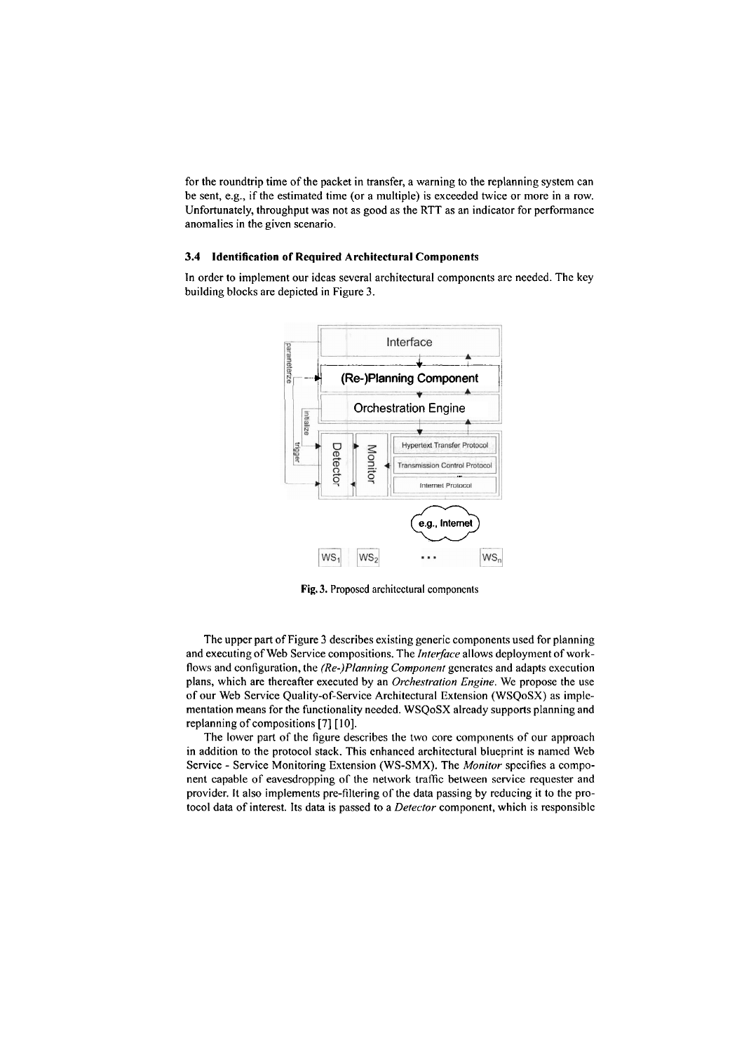for the roundtrip time of the packet in transfer, a warning to the replanning system can be sent, e.g., if the estimated time (or a multiple) is exceeded twice or more in a row. Unfortunately, throughput was not as good as the RTT as an indicator for performance anomalies in the given scenario.

### 3.4 Identification of Required Architectural Components

In order to implement our ideas several architectural components are needed. The key building blocks are depicted in Figure 3.

**Fig. 3.** Proposed architectural components

The upper part of Figure 3 describes existing generic components used for planning and executing of Web Service compositions. The *Interface* allows deployment of workflows and configuration, the *(Re-)Planning Component* generates and adapts execution plans, which are thereafter executed by an *Orchestration Engine*. We propose the use of our Web Service Quality-of-Service Architectural Extension (WSQoSX) as implementation means for the functionality needed. WSQoSX already supports planning and replanning of compositions [7] [10].

The lower part of the figure describes the two core components of our approach in addition to the protocol stack. This enhanced architectural blueprint is named Web Service - Service Monitoring Extension (WS-SMX). The *Monitor* specifies a component capable of eavesdropping of the network traffic between service requester and provider. It also implements pre-filtering of the data passing by reducing it to the protocol data of interest. Its data is passed to a *Detector* component, which is responsible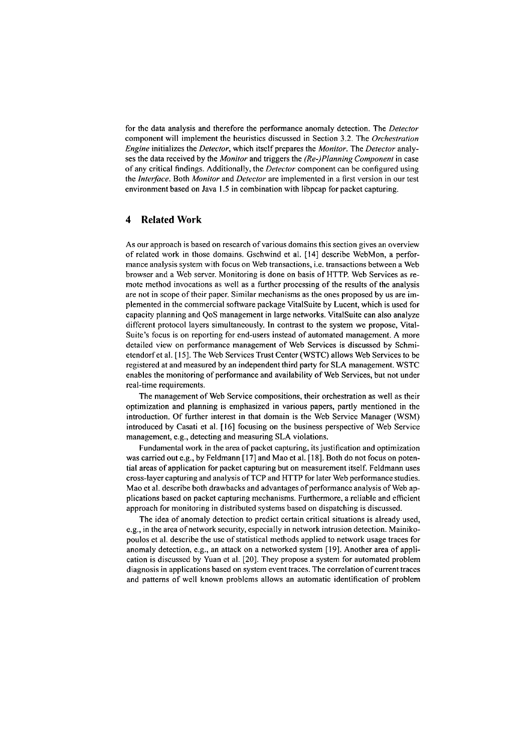for the data analysis and therefore the performance anomaly detection. The *Detector* component will implement the heuristics discussed in Section 3.2. The *Orchestration Engine* initializes the *Detector*, which itself prepares the *Monitor*. The *Detector* analyses the data received by the *Monitor* and triggers the *(Re-)Planning Component* in case of any critical findings. Additionally, the *Detector* component can be configured using the *Interface*. Both *Monitor* and *Detector* are implemented in a first version in our test environment based on Java 1.5 in combination with libpcap for packet capturing.

## 4 Related Work

As our approach is based on research of various domains this section gives an overview of related work in those domains. Gschwind et al. [14] describe WebMon, a performance analysis system with focus on Web transactions, i.e. transactions between a Web browser and a Web server. Monitoring is done on basis of HTTP. Web Services as remote method invocations as well as a further processing of the results of the analysis are not in scope of their paper. Similar mechanisms as the ones proposed by us are implemented in the commercial software package VitalSuite by Lucent, which is used for capacity planning and QoS management in large networks. VitalSuite can also analyze different protocol layers simultaneously. In contrast to the system we propose, VitalSuite's focus is on reporting for end-users instead of automated management. A more detailed view on performance management of Web Services is discussed by Schmietendorf et al. [15]. The Web Services Trust Center (WSTC) allows Web Services to be registered at and measured by an independent third party for SLA management. WSTC enables the monitoring of performance and availability of Web Services, but not under real-time requirements.

The management of Web Service compositions, their orchestration as well as their optimization and planning is emphasized in various papers, partly mentioned in the introduction. Of further interest in that domain is the Web Service Manager (WSM) introduced by Casati et al. [16] focusing on the business perspective of Web Service management, e.g., detecting and measuring SLA violations.

Fundamental work in the area of packet capturing, its justification and optimization was carried out e.g., by Feldmann [17] and Mao et al. [18]. Both do not focus on potential areas of application for packet capturing but on measurement itself. Feldmann uses cross-layer capturing and analysis of TCP and HTTP for later Web performance studies. Mao et al. describe both drawbacks and advantages of performance analysis of Web applications based on packet capturing mechanisms. Furthermore, a reliable and efficient approach for monitoring in distributed systems based on dispatching is discussed.

The idea of anomaly detection to predict certain critical situations is already used, e.g., in the area of network security, especially in network intrusion detection. Mainikopoulos et al. describe the use of statistical methods applied to network usage traces for anomaly detection, e.g., an attack on a networked system [19]. Another area of application is discussed by Yuan et al. [20]. They propose a system for automated problem diagnosis in applications based on system event traces. The correlation of current traces and patterns of well known problems allows an automatic identification of problem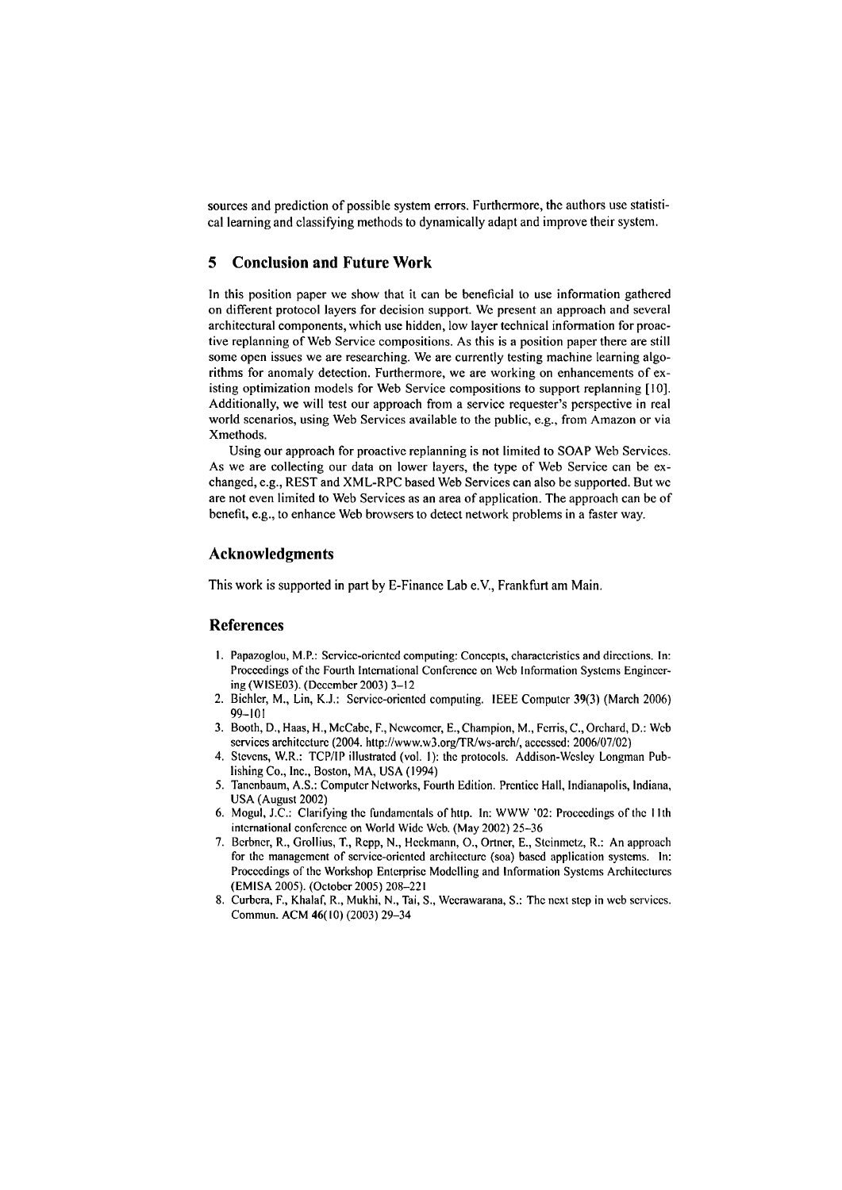sources and prediction of possible system errors. Furthermore, the authors use statistical learning and classifying methods to dynamically adapt and improve their system.

## 5 Conclusion and Future Work

In this position paper we show that it can be beneficial to use information gathered on different protocol layers for decision support. We present an approach and several architectural components, which use hidden, low layer technical information for proactive replanning of Web Service compositions. As this is a position paper there are still some open issues we are researching. We are currently testing machine learning algorithms for anomaly detection. Furthermore, we are working on enhancements of existing optimization models for Web Service compositions to support replanning [10]. Additionally, we will test our approach from a service requester's perspective in real world scenarios, using Web Services available to the public, e.g., from Amazon or via Xmethods.

Using our approach for proactive replanning is not limited to SOAP Web Services. As we are collecting our data on lower layers, the type of Web Service can be exchanged, e.g., REST and XML-RPC based Web Services can also be supported. But we are not even limited to Web Services as an area of application. The approach can be of benefit, e.g., to enhance Web browsers to detect network problems in a faster way.

## Acknowledgments

This work is supported in part by E-Finance Lab e.V., Frankfurt am Main.

## References

1. Papazoglou, M.P.: Service-oriented computing: Concepts, characteristics and directions. In: Proceedings of the Fourth International Conference on Web Information Systems Engineering (WISE03). (December 2003) 3–12
2. Bichler, M., Lin, K.J.: Service-oriented computing. IEEE Computer 39(3) (March 2006) 99–101
3. Booth, D., Haas, H., McCabe, F., Newcomer, E., Champion, M., Ferris, C., Orchard, D.: Web services architecture (2004. http://www.w3.org/TR/ws-arch/, accessed: 2006/07/02)
4. Stevens, W.R.: TCP/IP illustrated (vol. 1): the protocols. Addison-Wesley Longman Publishing Co., Inc., Boston, MA, USA (1994)
5. Tanenbaum, A.S.: Computer Networks, Fourth Edition. Prentice Hall, Indianapolis, Indiana, USA (August 2002)
6. Mogul, J.C.: Clarifying the fundamentals of http. In: WWW '02: Proceedings of the 11th international conference on World Wide Web. (May 2002) 25–36
7. Berbner, R., Grollius, T., Repp, N., Heckmann, O., Ortner, E., Steinmetz, R.: An approach for the management of service-oriented architecture (soa) based application systems. In: Proceedings of the Workshop Enterprise Modelling and Information Systems Architectures (EMISA 2005). (October 2005) 208–221
8. Curbera, F., Khalaf, R., Mukhi, N., Tai, S., Weerawarana, S.: The next step in web services. Commun. ACM 46(10) (2003) 29–34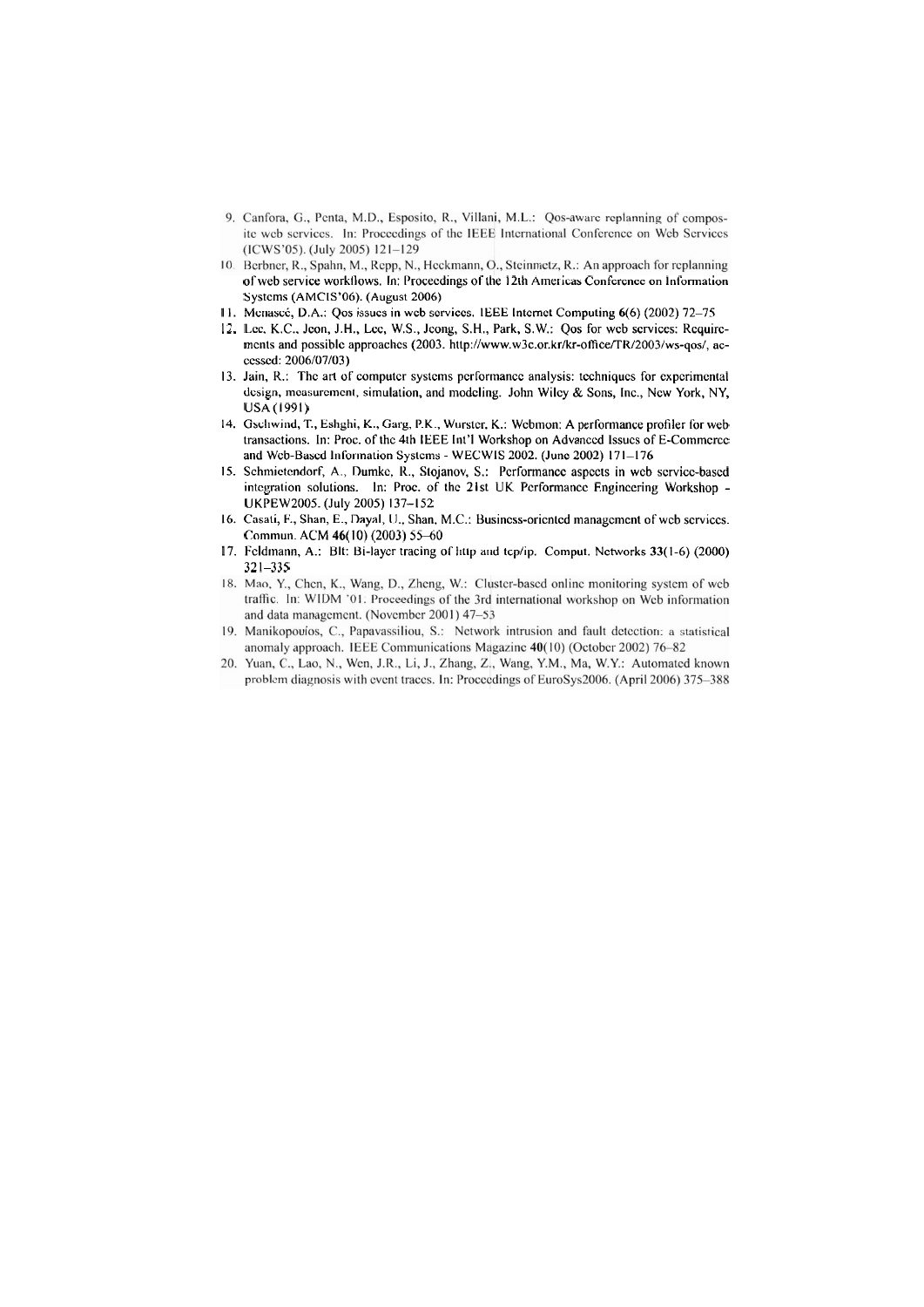9. Canfora, G., Penta, M.D., Esposito, R., Villani, M.L.: Qos-aware replanning of composite web services. In: Proceedings of the IEEE International Conference on Web Services (ICWS'05). (July 2005) 121–129
10. Berbner, R., Spahn, M., Repp, N., Heckmann, O., Steinmetz, R.: An approach for replanning of web service workflows. In: Proceedings of the 12th Americas Conference on Information Systems (AMCIS'06). (August 2006)
11. Menascé, D.A.: Qos issues in web services. IEEE Internet Computing **6**(6) (2002) 72–75
12. Lee, K.C., Jeon, J.H., Lee, W.S., Jeong, S.H., Park, S.W.: Qos for web services: Requirements and possible approaches (2003. http://www.w3c.or.kr/kr-office/TR/2003/ws-qos/, accessed: 2006/07/03)
13. Jain, R.: The art of computer systems performance analysis: techniques for experimental design, measurement, simulation, and modeling. John Wiley & Sons, Inc., New York, NY, USA (1991)
14. Gschwind, T., Eshghi, K., Garg, P.K., Wurster, K.: Webmon: A performance profiler for web transactions. In: Proc. of the 4th IEEE Int'l Workshop on Advanced Issues of E-Commerce and Web-Based Information Systems - WECWIS 2002. (June 2002) 171–176
15. Schmietendorf, A., Dumke, R., Stojanov, S.: Performance aspects in web service-based integration solutions. In: Proc. of the 21st UK Performance Engineering Workshop - UKPEW2005. (July 2005) 137–152
16. Casati, F., Shan, E., Dayal, U., Shan, M.C.: Business-oriented management of web services. Commun. ACM **46**(10) (2003) 55–60
17. Feldmann, A.: Blt: Bi-layer tracing of http and tcp/ip. Comput. Networks **33**(1-6) (2000) 321–335
18. Mao, Y., Chen, K., Wang, D., Zheng, W.: Cluster-based online monitoring system of web traffic. In: WIDM '01. Proceedings of the 3rd international workshop on Web information and data management. (November 2001) 47–53
19. Manikopoulos, C., Papavassiliou, S.: Network intrusion and fault detection: a statistical anomaly approach. IEEE Communications Magazine **40**(10) (October 2002) 76–82
20. Yuan, C., Lao, N., Wen, J.R., Li, J., Zhang, Z., Wang, Y.M., Ma, W.Y.: Automated known problem diagnosis with event traces. In: Proceedings of EuroSys2006. (April 2006) 375–388